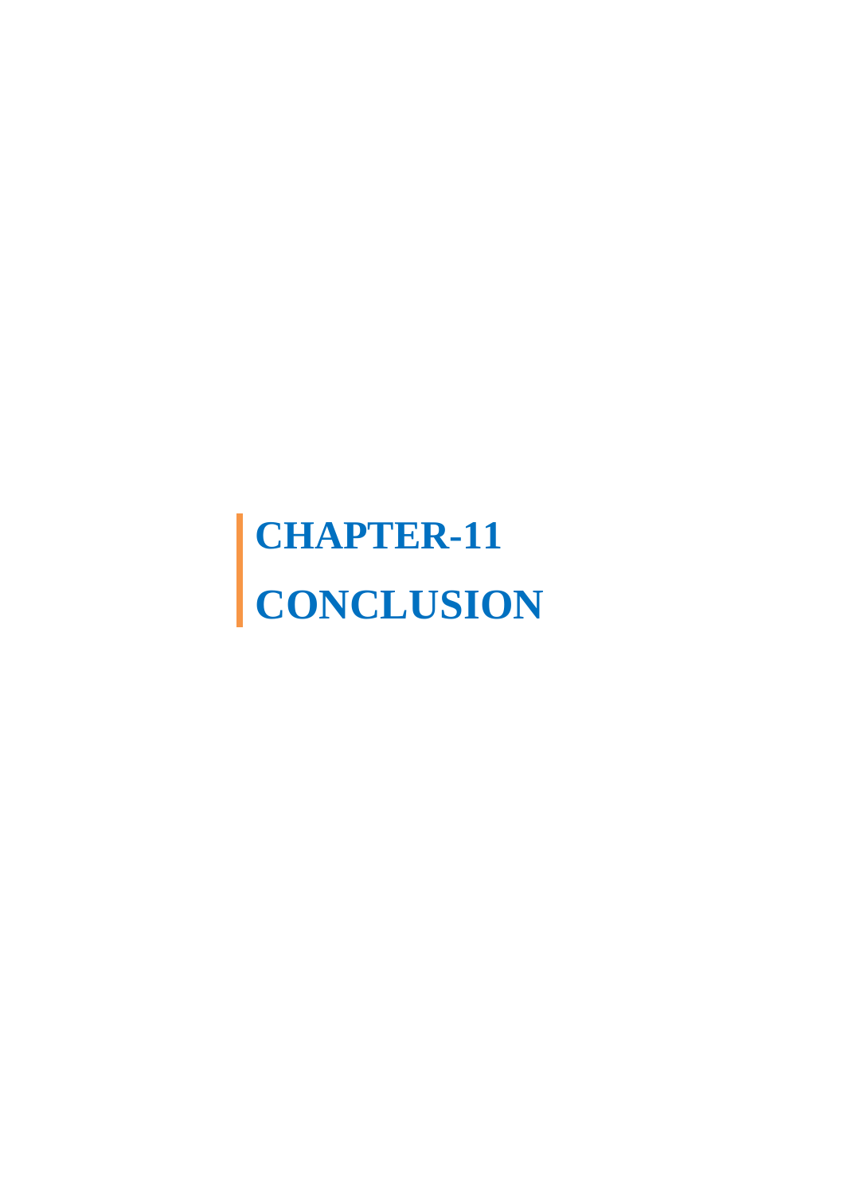# CHAPTER-11

# CONCLUSION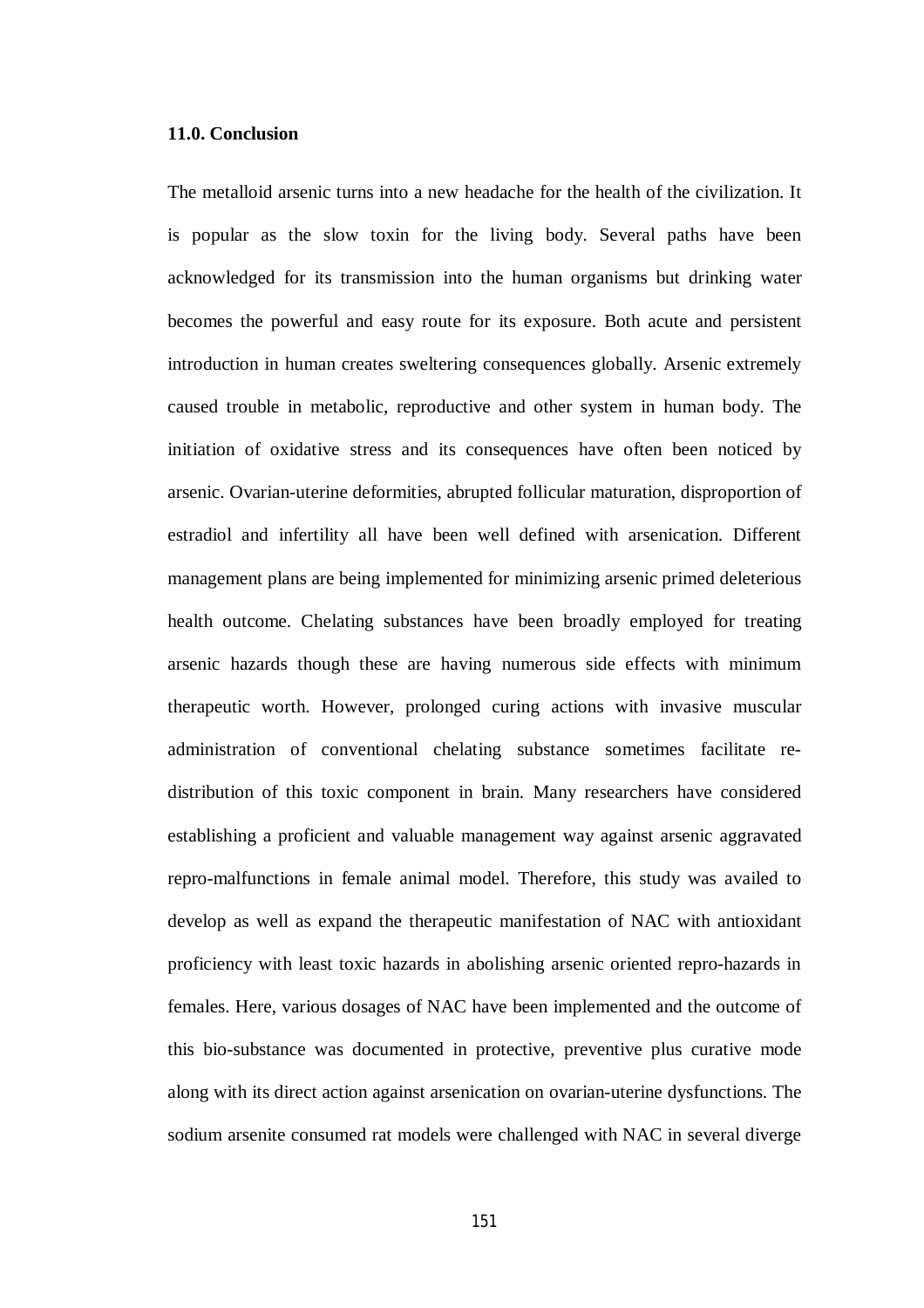### 11.0. Conclusion

The metalloid arsenic turns into a new headache for the health of the civilization. It is popular as the slow toxin for the living body. Several paths have been acknowledged for its transmission into the human organisms but drinking water becomes the powerful and easy route for its exposure. Both acute and persistent introduction in human creates sweltering consequences globally. Arsenic extremely caused trouble in metabolic, reproductive and other system in human body. The initiation of oxidative stress and its consequences have often been noticed by arsenic. Ovarian-uterine deformities, abrupted follicular maturation, disproportion of estradiol and infertility all have been well defined with arsenication. Different management plans are being implemented for minimizing arsenic primed deleterious health outcome. Chelating substances have been broadly employed for treating arsenic hazards though these are having numerous side effects with minimum therapeutic worth. However, prolonged curing actions with invasive muscular administration of conventional chelating substance sometimes facilitate re-distribution of this toxic component in brain. Many researchers have considered establishing a proficient and valuable management way against arsenic aggravated repro-malfunctions in female animal model. Therefore, this study was availed to develop as well as expand the therapeutic manifestation of NAC with antioxidant proficiency with least toxic hazards in abolishing arsenic oriented repro-hazards in females. Here, various dosages of NAC have been implemented and the outcome of this bio-substance was documented in protective, preventive plus curative mode along with its direct action against arsenication on ovarian-uterine dysfunctions. The sodium arsenite consumed rat models were challenged with NAC in several diverge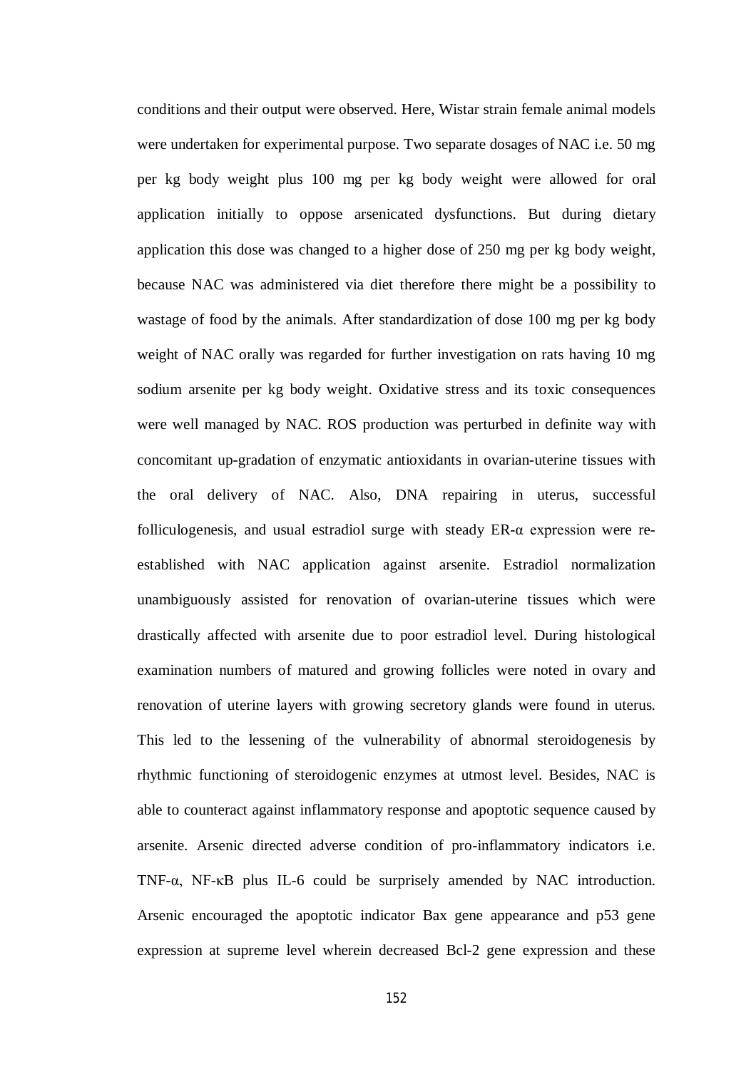conditions and their output were observed. Here, Wistar strain female animal models were undertaken for experimental purpose. Two separate dosages of NAC i.e. 50 mg per kg body weight plus 100 mg per kg body weight were allowed for oral application initially to oppose arsenicated dysfunctions. But during dietary application this dose was changed to a higher dose of 250 mg per kg body weight, because NAC was administered via diet therefore there might be a possibility to wastage of food by the animals. After standardization of dose 100 mg per kg body weight of NAC orally was regarded for further investigation on rats having 10 mg sodium arsenite per kg body weight. Oxidative stress and its toxic consequences were well managed by NAC. ROS production was perturbed in definite way with concomitant up-gradation of enzymatic antioxidants in ovarian-uterine tissues with the oral delivery of NAC. Also, DNA repairing in uterus, successful folliculogenesis, and usual estradiol surge with steady ER-α expression were re-established with NAC application against arsenite. Estradiol normalization unambiguously assisted for renovation of ovarian-uterine tissues which were drastically affected with arsenite due to poor estradiol level. During histological examination numbers of matured and growing follicles were noted in ovary and renovation of uterine layers with growing secretory glands were found in uterus. This led to the lessening of the vulnerability of abnormal steroidogenesis by rhythmic functioning of steroidogenic enzymes at utmost level. Besides, NAC is able to counteract against inflammatory response and apoptotic sequence caused by arsenite. Arsenic directed adverse condition of pro-inflammatory indicators i.e. TNF-α, NF-κB plus IL-6 could be surprisely amended by NAC introduction. Arsenic encouraged the apoptotic indicator Bax gene appearance and p53 gene expression at supreme level wherein decreased Bcl-2 gene expression and these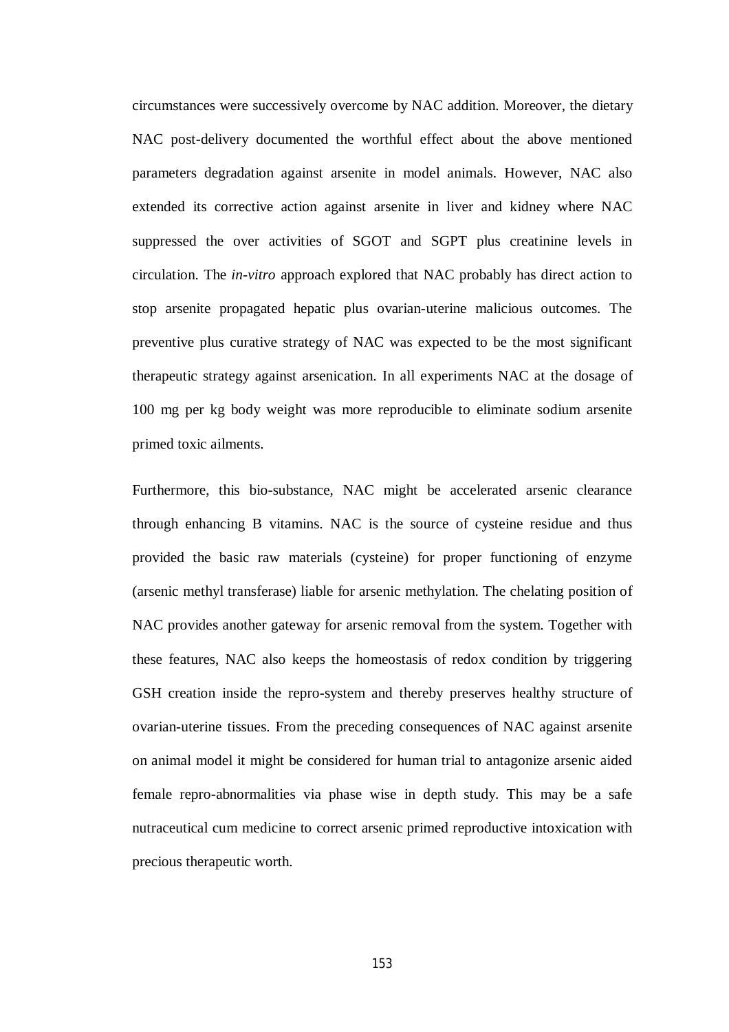circumstances were successively overcome by NAC addition. Moreover, the dietary NAC post-delivery documented the worthful effect about the above mentioned parameters degradation against arsenite in model animals. However, NAC also extended its corrective action against arsenite in liver and kidney where NAC suppressed the over activities of SGOT and SGPT plus creatinine levels in circulation. The *in-vitro* approach explored that NAC probably has direct action to stop arsenite propagated hepatic plus ovarian-uterine malicious outcomes. The preventive plus curative strategy of NAC was expected to be the most significant therapeutic strategy against arsenication. In all experiments NAC at the dosage of 100 mg per kg body weight was more reproducible to eliminate sodium arsenite primed toxic ailments.

Furthermore, this bio-substance, NAC might be accelerated arsenic clearance through enhancing B vitamins. NAC is the source of cysteine residue and thus provided the basic raw materials (cysteine) for proper functioning of enzyme (arsenic methyl transferase) liable for arsenic methylation. The chelating position of NAC provides another gateway for arsenic removal from the system. Together with these features, NAC also keeps the homeostasis of redox condition by triggering GSH creation inside the repro-system and thereby preserves healthy structure of ovarian-uterine tissues. From the preceding consequences of NAC against arsenite on animal model it might be considered for human trial to antagonize arsenic aided female repro-abnormalities via phase wise in depth study. This may be a safe nutraceutical cum medicine to correct arsenic primed reproductive intoxication with precious therapeutic worth.